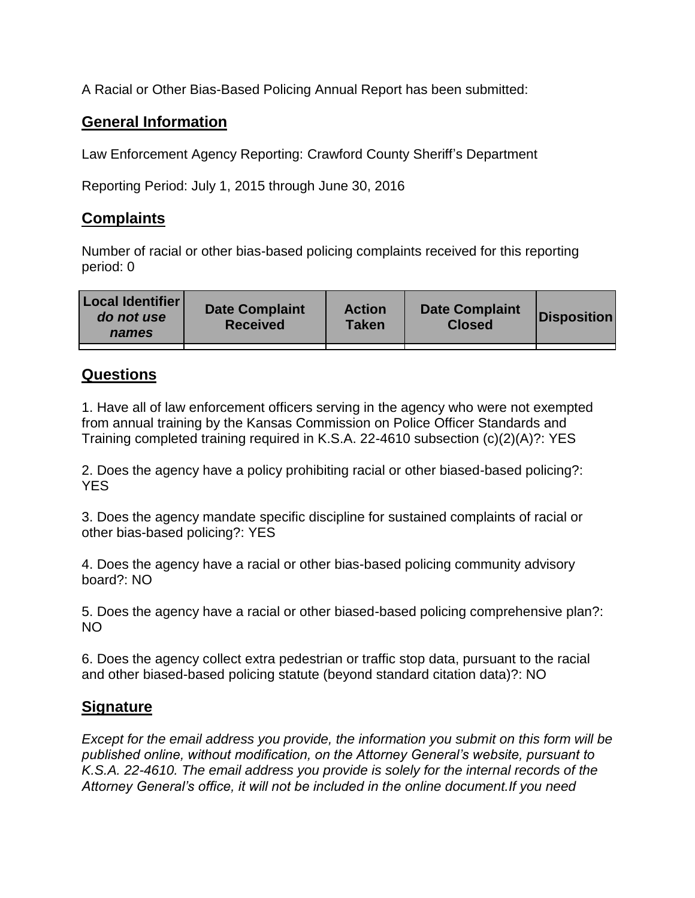A Racial or Other Bias-Based Policing Annual Report has been submitted:

## General Information

Law Enforcement Agency Reporting: Crawford County Sheriff's Department

Reporting Period: July 1, 2015 through June 30, 2016

## Complaints

Number of racial or other bias-based policing complaints received for this reporting period: 0

| Local Identifier *do not use names* | Date Complaint Received | Action Taken | Date Complaint Closed | Disposition |
|---|---|---|---|---|
| | | | | |

## Questions

1. Have all of law enforcement officers serving in the agency who were not exempted from annual training by the Kansas Commission on Police Officer Standards and Training completed training required in K.S.A. 22-4610 subsection (c)(2)(A)?: YES

2. Does the agency have a policy prohibiting racial or other biased-based policing?: YES

3. Does the agency mandate specific discipline for sustained complaints of racial or other bias-based policing?: YES

4. Does the agency have a racial or other bias-based policing community advisory board?: NO

5. Does the agency have a racial or other biased-based policing comprehensive plan?: NO

6. Does the agency collect extra pedestrian or traffic stop data, pursuant to the racial and other biased-based policing statute (beyond standard citation data)?: NO

## Signature

*Except for the email address you provide, the information you submit on this form will be published online, without modification, on the Attorney General's website, pursuant to K.S.A. 22-4610. The email address you provide is solely for the internal records of the Attorney General's office, it will not be included in the online document.If you need*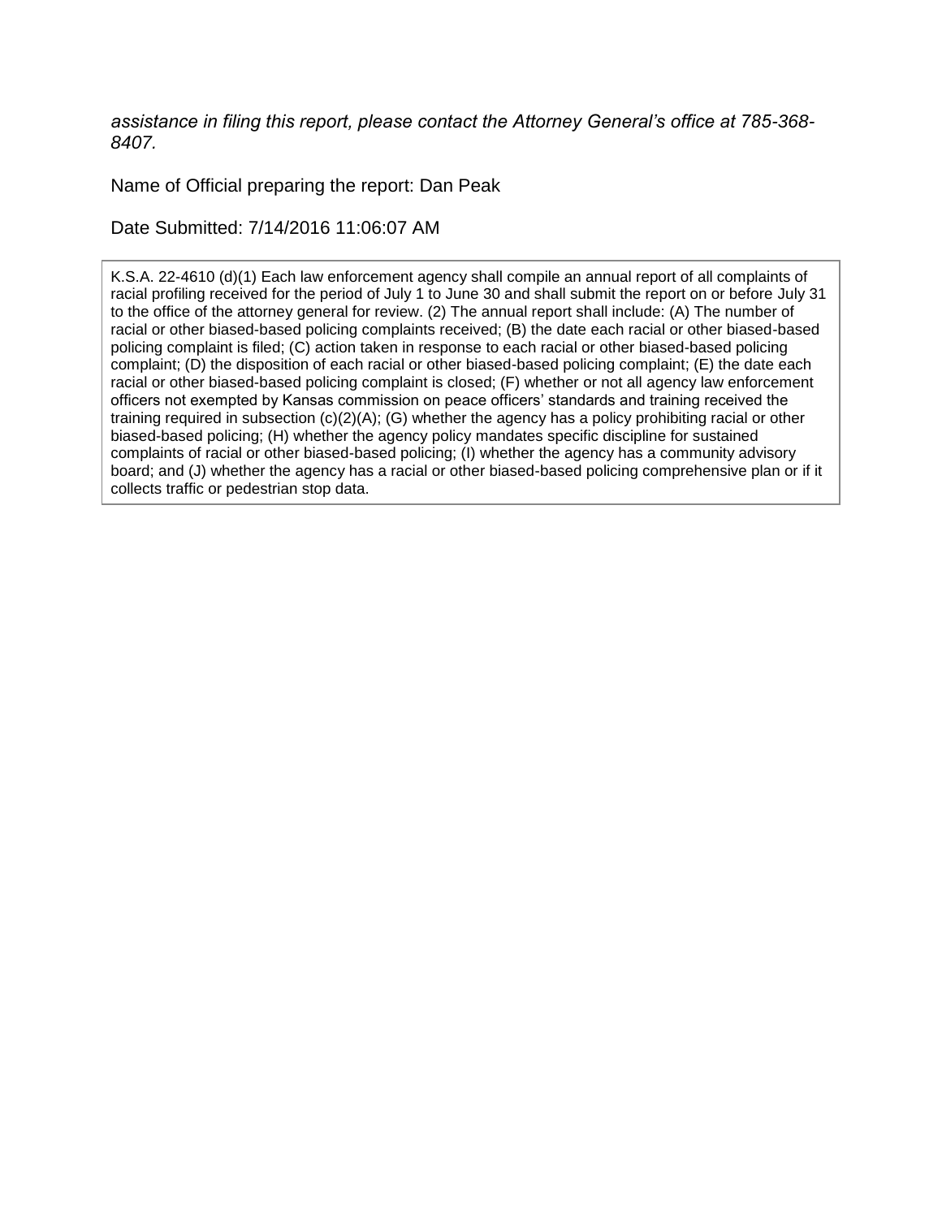*assistance in filing this report, please contact the Attorney General's office at 785-368-8407.*

Name of Official preparing the report: Dan Peak

Date Submitted: 7/14/2016 11:06:07 AM

K.S.A. 22-4610 (d)(1) Each law enforcement agency shall compile an annual report of all complaints of racial profiling received for the period of July 1 to June 30 and shall submit the report on or before July 31 to the office of the attorney general for review. (2) The annual report shall include: (A) The number of racial or other biased-based policing complaints received; (B) the date each racial or other biased-based policing complaint is filed; (C) action taken in response to each racial or other biased-based policing complaint; (D) the disposition of each racial or other biased-based policing complaint; (E) the date each racial or other biased-based policing complaint is closed; (F) whether or not all agency law enforcement officers not exempted by Kansas commission on peace officers' standards and training received the training required in subsection (c)(2)(A); (G) whether the agency has a policy prohibiting racial or other biased-based policing; (H) whether the agency policy mandates specific discipline for sustained complaints of racial or other biased-based policing; (I) whether the agency has a community advisory board; and (J) whether the agency has a racial or other biased-based policing comprehensive plan or if it collects traffic or pedestrian stop data.